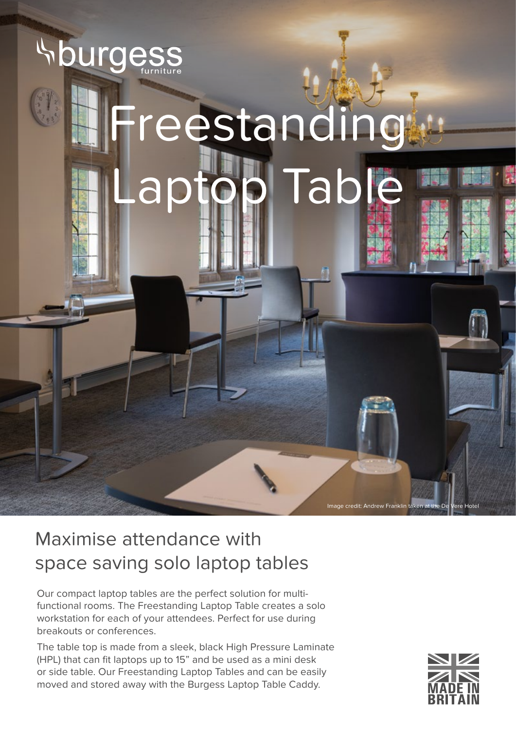burgess furniture

# Freestanding Laptop Table

Image credit: Andrew Franklin taken at the De Vere Hotel

## Maximise attendance with space saving solo laptop tables

Our compact laptop tables are the perfect solution for multi-functional rooms. The Freestanding Laptop Table creates a solo workstation for each of your attendees. Perfect for use during breakouts or conferences.

The table top is made from a sleek, black High Pressure Laminate (HPL) that can fit laptops up to 15" and be used as a mini desk or side table. Our Freestanding Laptop Tables and can be easily moved and stored away with the Burgess Laptop Table Caddy.

MADE IN BRITAIN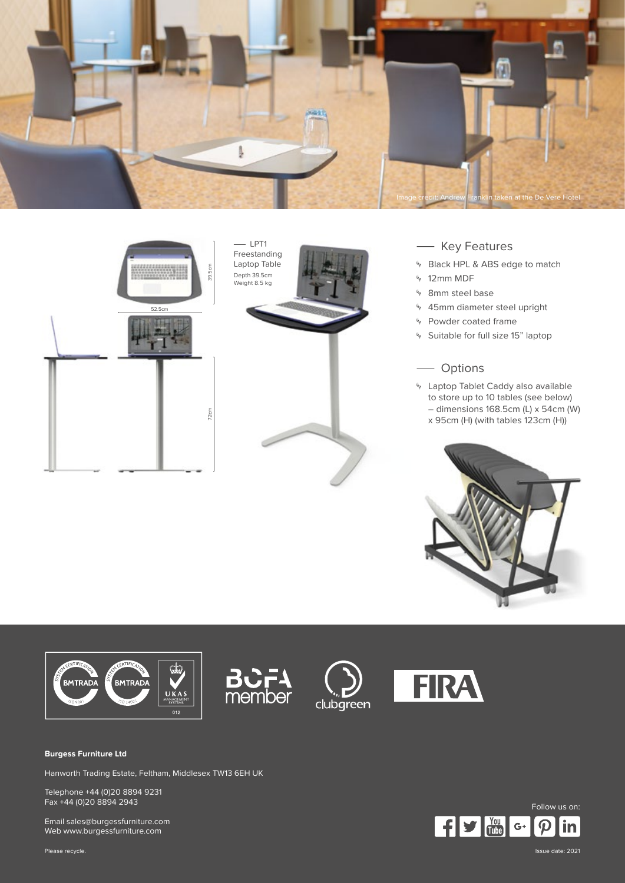Image credit: Andrew Franklin taken at the De Vere Hotel

39.5cm

52.5cm

72cm

— LPT1
Freestanding
Laptop Table

Depth 39.5cm
Weight 8.5 kg

## Key Features

- Black HPL & ABS edge to match
- 12mm MDF
- 8mm steel base
- 45mm diameter steel upright
- Powder coated frame
- Suitable for full size 15" laptop

## Options

- Laptop Tablet Caddy also available to store up to 10 tables (see below) – dimensions 168.5cm (L) x 54cm (W) x 95cm (H) (with tables 123cm (H))

**Burgess Furniture Ltd**

Hanworth Trading Estate, Feltham, Middlesex TW13 6EH UK

Telephone +44 (0)20 8894 9231
Fax +44 (0)20 8894 2943

Email sales@burgessfurniture.com
Web www.burgessfurniture.com

Follow us on:

Please recycle.

Issue date: 2021